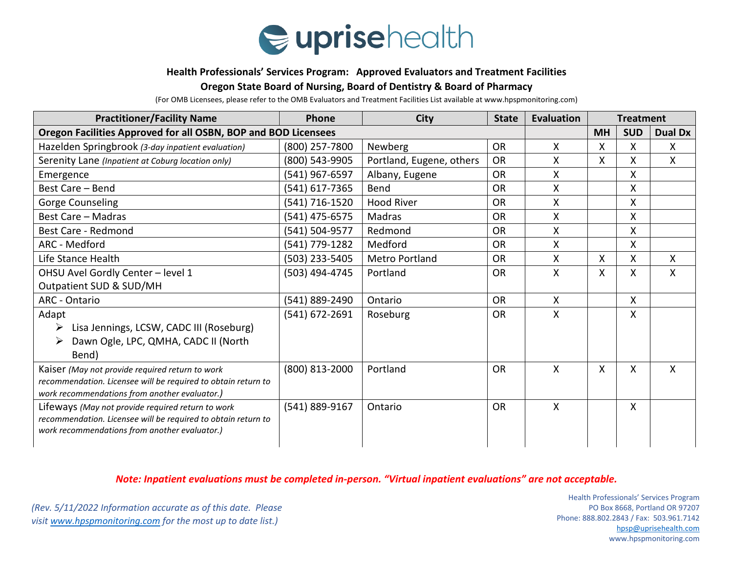**Health Professionals' Services Program: Approved Evaluators and Treatment Facilities**

**Oregon State Board of Nursing, Board of Dentistry & Board of Pharmacy**

(For OMB Licensees, please refer to the OMB Evaluators and Treatment Facilities List available at www.hpspmonitoring.com)

| Practitioner/Facility Name | Phone | City | State | Evaluation | Treatment | | |
|---|---|---|---|---|---|---|---|
| **Oregon Facilities Approved for all OSBN, BOP and BOD Licensees** | | | | | **MH** | **SUD** | **Dual Dx** |
| Hazelden Springbrook *(3-day inpatient evaluation)* | (800) 257-7800 | Newberg | OR | X | X | X | X |
| Serenity Lane *(Inpatient at Coburg location only)* | (800) 543-9905 | Portland, Eugene, others | OR | X | X | X | X |
| Emergence | (541) 967-6597 | Albany, Eugene | OR | X | | X | |
| Best Care – Bend | (541) 617-7365 | Bend | OR | X | | X | |
| Gorge Counseling | (541) 716-1520 | Hood River | OR | X | | X | |
| Best Care – Madras | (541) 475-6575 | Madras | OR | X | | X | |
| Best Care - Redmond | (541) 504-9577 | Redmond | OR | X | | X | |
| ARC - Medford | (541) 779-1282 | Medford | OR | X | | X | |
| Life Stance Health | (503) 233-5405 | Metro Portland | OR | X | X | X | X |
| OHSU Avel Gordly Center – level 1 Outpatient SUD & SUD/MH | (503) 494-4745 | Portland | OR | X | X | X | X |
| ARC - Ontario | (541) 889-2490 | Ontario | OR | X | | X | |
| Adapt<br>➢ Lisa Jennings, LCSW, CADC III (Roseburg)<br>➢ Dawn Ogle, LPC, QMHA, CADC II (North Bend) | (541) 672-2691 | Roseburg | OR | X | | X | |
| Kaiser *(May not provide required return to work recommendation. Licensee will be required to obtain return to work recommendations from another evaluator.)* | (800) 813-2000 | Portland | OR | X | X | X | X |
| Lifeways *(May not provide required return to work recommendation. Licensee will be required to obtain return to work recommendations from another evaluator.)* | (541) 889-9167 | Ontario | OR | X | | X | |

***Note: Inpatient evaluations must be completed in-person. "Virtual inpatient evaluations" are not acceptable.***

*(Rev. 5/11/2022 Information accurate as of this date. Please visit www.hpspmonitoring.com for the most up to date list.)*

Health Professionals' Services Program
PO Box 8668, Portland OR 97207
Phone: 888.802.2843 / Fax: 503.961.7142
hpsp@uprisehealth.com
www.hpspmonitoring.com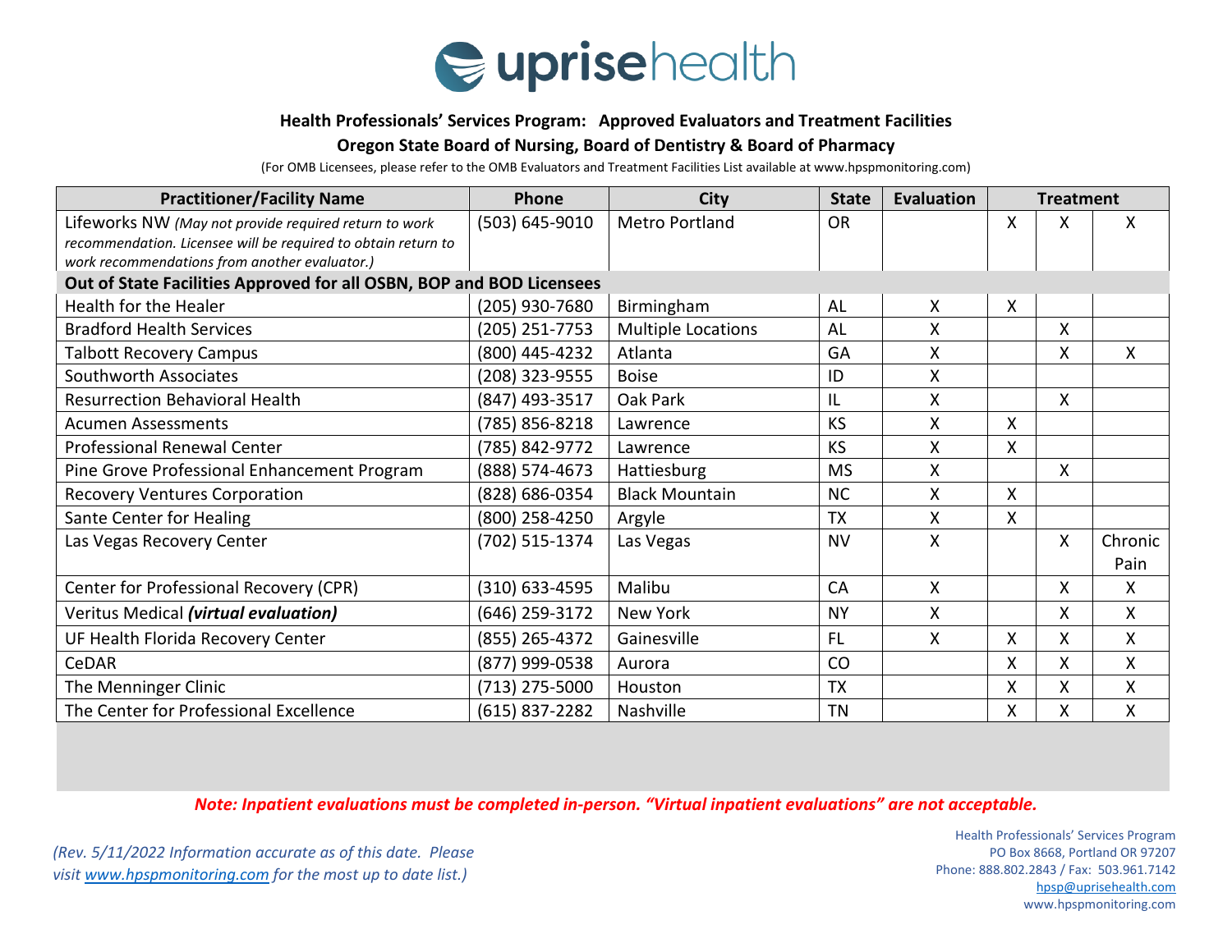**Health Professionals' Services Program: Approved Evaluators and Treatment Facilities**

**Oregon State Board of Nursing, Board of Dentistry & Board of Pharmacy**

(For OMB Licensees, please refer to the OMB Evaluators and Treatment Facilities List available at www.hpspmonitoring.com)

| Practitioner/Facility Name | Phone | City | State | Evaluation | Treatment | | |
|---|---|---|---|---|---|---|---|
| Lifeworks NW *(May not provide required return to work recommendation. Licensee will be required to obtain return to work recommendations from another evaluator.)* | (503) 645-9010 | Metro Portland | OR | | X | X | X |
| **Out of State Facilities Approved for all OSBN, BOP and BOD Licensees** | | | | | | | |
| Health for the Healer | (205) 930-7680 | Birmingham | AL | X | X | | |
| Bradford Health Services | (205) 251-7753 | Multiple Locations | AL | X | | X | |
| Talbott Recovery Campus | (800) 445-4232 | Atlanta | GA | X | | X | X |
| Southworth Associates | (208) 323-9555 | Boise | ID | X | | | |
| Resurrection Behavioral Health | (847) 493-3517 | Oak Park | IL | X | | X | |
| Acumen Assessments | (785) 856-8218 | Lawrence | KS | X | X | | |
| Professional Renewal Center | (785) 842-9772 | Lawrence | KS | X | X | | |
| Pine Grove Professional Enhancement Program | (888) 574-4673 | Hattiesburg | MS | X | | X | |
| Recovery Ventures Corporation | (828) 686-0354 | Black Mountain | NC | X | X | | |
| Sante Center for Healing | (800) 258-4250 | Argyle | TX | X | X | | |
| Las Vegas Recovery Center | (702) 515-1374 | Las Vegas | NV | X | | X | Chronic Pain |
| Center for Professional Recovery (CPR) | (310) 633-4595 | Malibu | CA | X | | X | X |
| Veritus Medical ***(virtual evaluation)*** | (646) 259-3172 | New York | NY | X | | X | X |
| UF Health Florida Recovery Center | (855) 265-4372 | Gainesville | FL | X | X | X | X |
| CeDAR | (877) 999-0538 | Aurora | CO | | X | X | X |
| The Menninger Clinic | (713) 275-5000 | Houston | TX | | X | X | X |
| The Center for Professional Excellence | (615) 837-2282 | Nashville | TN | | X | X | X |

***Note: Inpatient evaluations must be completed in-person. "Virtual inpatient evaluations" are not acceptable.***

*(Rev. 5/11/2022 Information accurate as of this date. Please visit www.hpspmonitoring.com for the most up to date list.)*

Health Professionals' Services Program
PO Box 8668, Portland OR 97207
Phone: 888.802.2843 / Fax: 503.961.7142
hpsp@uprisehealth.com
www.hpspmonitoring.com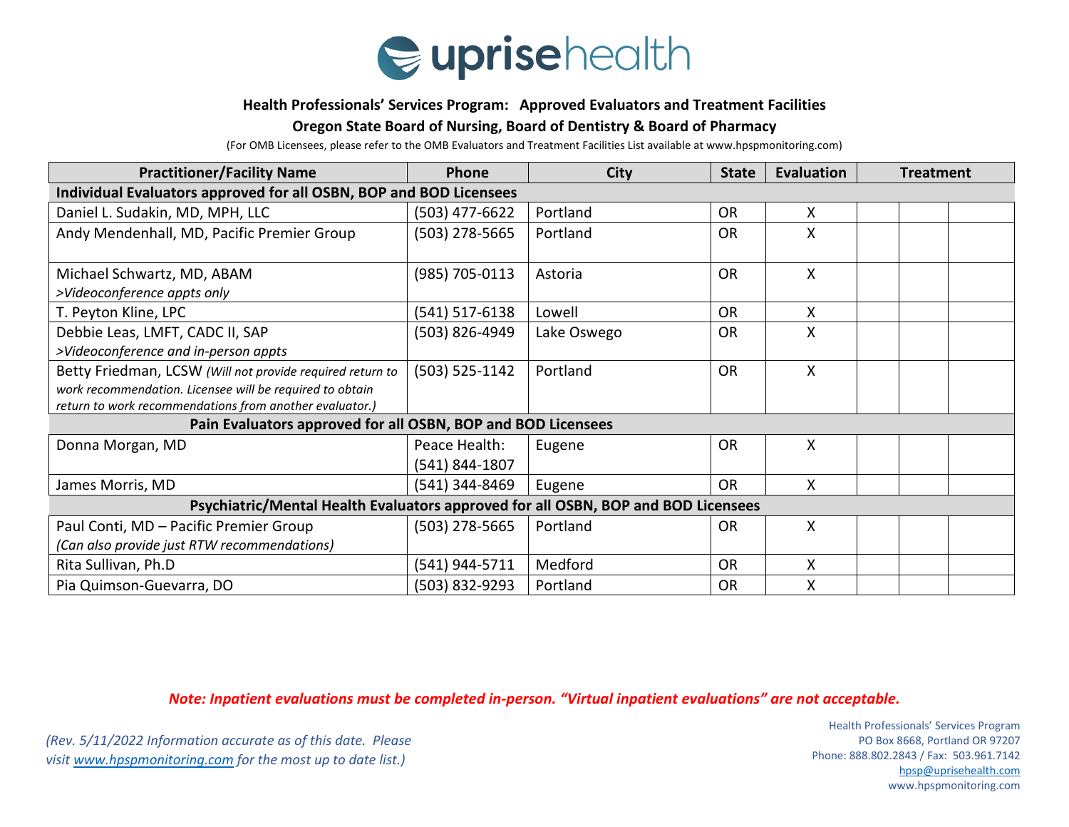uprisehealth

**Health Professionals' Services Program: Approved Evaluators and Treatment Facilities**

**Oregon State Board of Nursing, Board of Dentistry & Board of Pharmacy**

(For OMB Licensees, please refer to the OMB Evaluators and Treatment Facilities List available at www.hpspmonitoring.com)

| Practitioner/Facility Name | Phone | City | State | Evaluation | Treatment | | |
|---|---|---|---|---|---|---|---|
| **Individual Evaluators approved for all OSBN, BOP and BOD Licensees** | | | | | | | |
| Daniel L. Sudakin, MD, MPH, LLC | (503) 477-6622 | Portland | OR | X | | | |
| Andy Mendenhall, MD, Pacific Premier Group | (503) 278-5665 | Portland | OR | X | | | |
| Michael Schwartz, MD, ABAM *>Videoconference appts only* | (985) 705-0113 | Astoria | OR | X | | | |
| T. Peyton Kline, LPC | (541) 517-6138 | Lowell | OR | X | | | |
| Debbie Leas, LMFT, CADC II, SAP *>Videoconference and in-person appts* | (503) 826-4949 | Lake Oswego | OR | X | | | |
| Betty Friedman, LCSW *(Will not provide required return to work recommendation. Licensee will be required to obtain return to work recommendations from another evaluator.)* | (503) 525-1142 | Portland | OR | X | | | |
| **Pain Evaluators approved for all OSBN, BOP and BOD Licensees** | | | | | | | |
| Donna Morgan, MD | Peace Health: (541) 844-1807 | Eugene | OR | X | | | |
| James Morris, MD | (541) 344-8469 | Eugene | OR | X | | | |
| **Psychiatric/Mental Health Evaluators approved for all OSBN, BOP and BOD Licensees** | | | | | | | |
| Paul Conti, MD – Pacific Premier Group *(Can also provide just RTW recommendations)* | (503) 278-5665 | Portland | OR | X | | | |
| Rita Sullivan, Ph.D | (541) 944-5711 | Medford | OR | X | | | |
| Pia Quimson-Guevarra, DO | (503) 832-9293 | Portland | OR | X | | | |

***Note: Inpatient evaluations must be completed in-person. "Virtual inpatient evaluations" are not acceptable.***

*(Rev. 5/11/2022 Information accurate as of this date. Please visit www.hpspmonitoring.com for the most up to date list.)*

Health Professionals' Services Program
PO Box 8668, Portland OR 97207
Phone: 888.802.2843 / Fax: 503.961.7142
hpsp@uprisehealth.com
www.hpspmonitoring.com